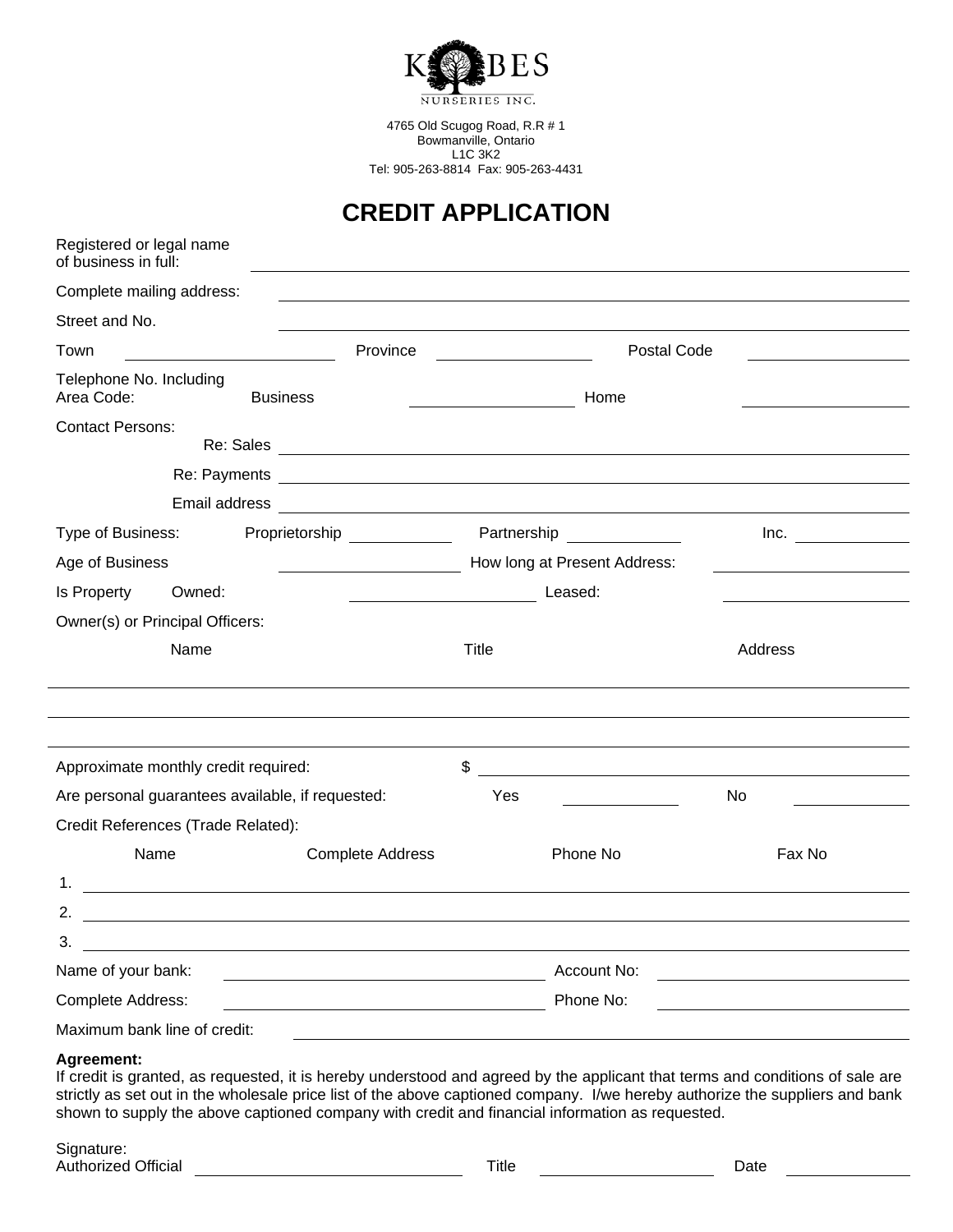KOBES NURSERIES INC.

4765 Old Scugog Road, R.R # 1
Bowmanville, Ontario
L1C 3K2
Tel: 905-263-8814 Fax: 905-263-4431

# CREDIT APPLICATION

Registered or legal name of business in full: ______________________________

Complete mailing address: ______________________________

Street and No. ______________________________

Town ______________ Province ______________ Postal Code ______________

Telephone No. Including Area Code: Business ______________ Home ______________

Contact Persons:
Re: Sales ______________________________
Re: Payments ______________________________
Email address ______________________________

Type of Business: Proprietorship ______________ Partnership ______________ Inc. ______________

Age of Business ______________ How long at Present Address: ______________

Is Property Owned: ______________ Leased: ______________

Owner(s) or Principal Officers:

| Name | Title | Address |
|---|---|---|
| | | |
| | | |
| | | |

Approximate monthly credit required: $ ______________________________

Are personal guarantees available, if requested: Yes ______________ No ______________

Credit References (Trade Related):

| | Name | Complete Address | Phone No | Fax No |
|---|---|---|---|---|
| 1. | | | | |
| 2. | | | | |
| 3. | | | | |

Name of your bank: ______________________ Account No: ______________________

Complete Address: ______________________ Phone No: ______________________

Maximum bank line of credit: ______________________________

**Agreement:**
If credit is granted, as requested, it is hereby understood and agreed by the applicant that terms and conditions of sale are strictly as set out in the wholesale price list of the above captioned company. I/we hereby authorize the suppliers and bank shown to supply the above captioned company with credit and financial information as requested.

Signature:
Authorized Official ______________________ Title ______________________ Date ______________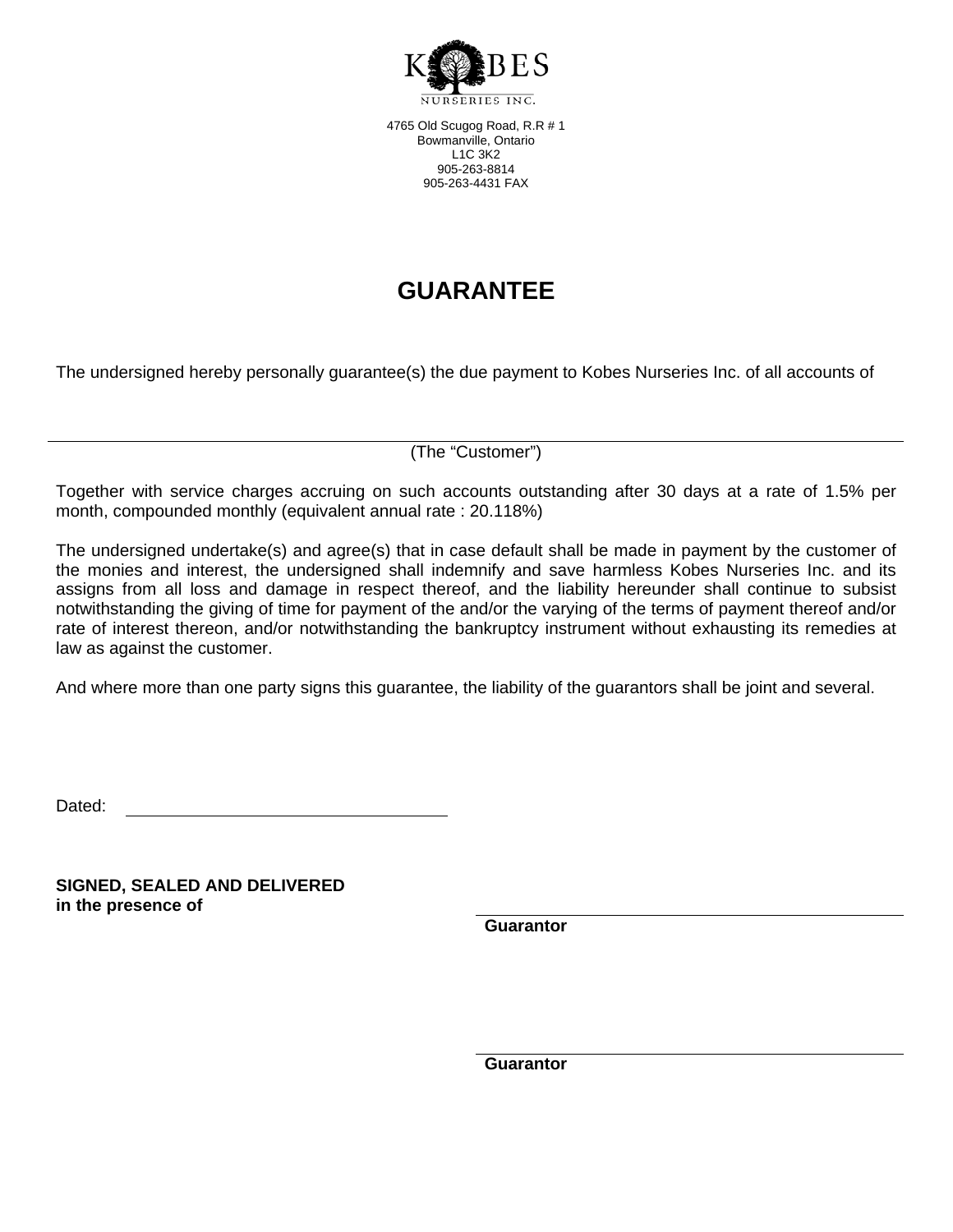KOBES

NURSERIES INC.

4765 Old Scugog Road, R.R # 1
Bowmanville, Ontario
L1C 3K2
905-263-8814
905-263-4431 FAX

# GUARANTEE

The undersigned hereby personally guarantee(s) the due payment to Kobes Nurseries Inc. of all accounts of

\_\_\_\_\_\_\_\_\_\_\_\_\_\_\_\_\_\_\_\_\_\_\_\_\_\_\_\_\_\_\_\_\_\_\_\_\_\_\_\_\_\_\_\_\_\_\_\_\_\_\_\_\_\_\_\_\_\_\_\_\_\_\_\_

(The "Customer")

Together with service charges accruing on such accounts outstanding after 30 days at a rate of 1.5% per month, compounded monthly (equivalent annual rate : 20.118%)

The undersigned undertake(s) and agree(s) that in case default shall be made in payment by the customer of the monies and interest, the undersigned shall indemnify and save harmless Kobes Nurseries Inc. and its assigns from all loss and damage in respect thereof, and the liability hereunder shall continue to subsist notwithstanding the giving of time for payment of the and/or the varying of the terms of payment thereof and/or rate of interest thereon, and/or notwithstanding the bankruptcy instrument without exhausting its remedies at law as against the customer.

And where more than one party signs this guarantee, the liability of the guarantors shall be joint and several.

Dated: \_\_\_\_\_\_\_\_\_\_\_\_\_\_\_\_\_\_\_\_\_\_\_\_\_\_\_\_

**SIGNED, SEALED AND DELIVERED**
**in the presence of**

\_\_\_\_\_\_\_\_\_\_\_\_\_\_\_\_\_\_\_\_\_\_\_\_\_\_\_\_\_\_\_\_\_\_\_\_\_\_\_\_
**Guarantor**

\_\_\_\_\_\_\_\_\_\_\_\_\_\_\_\_\_\_\_\_\_\_\_\_\_\_\_\_\_\_\_\_\_\_\_\_\_\_\_\_
**Guarantor**